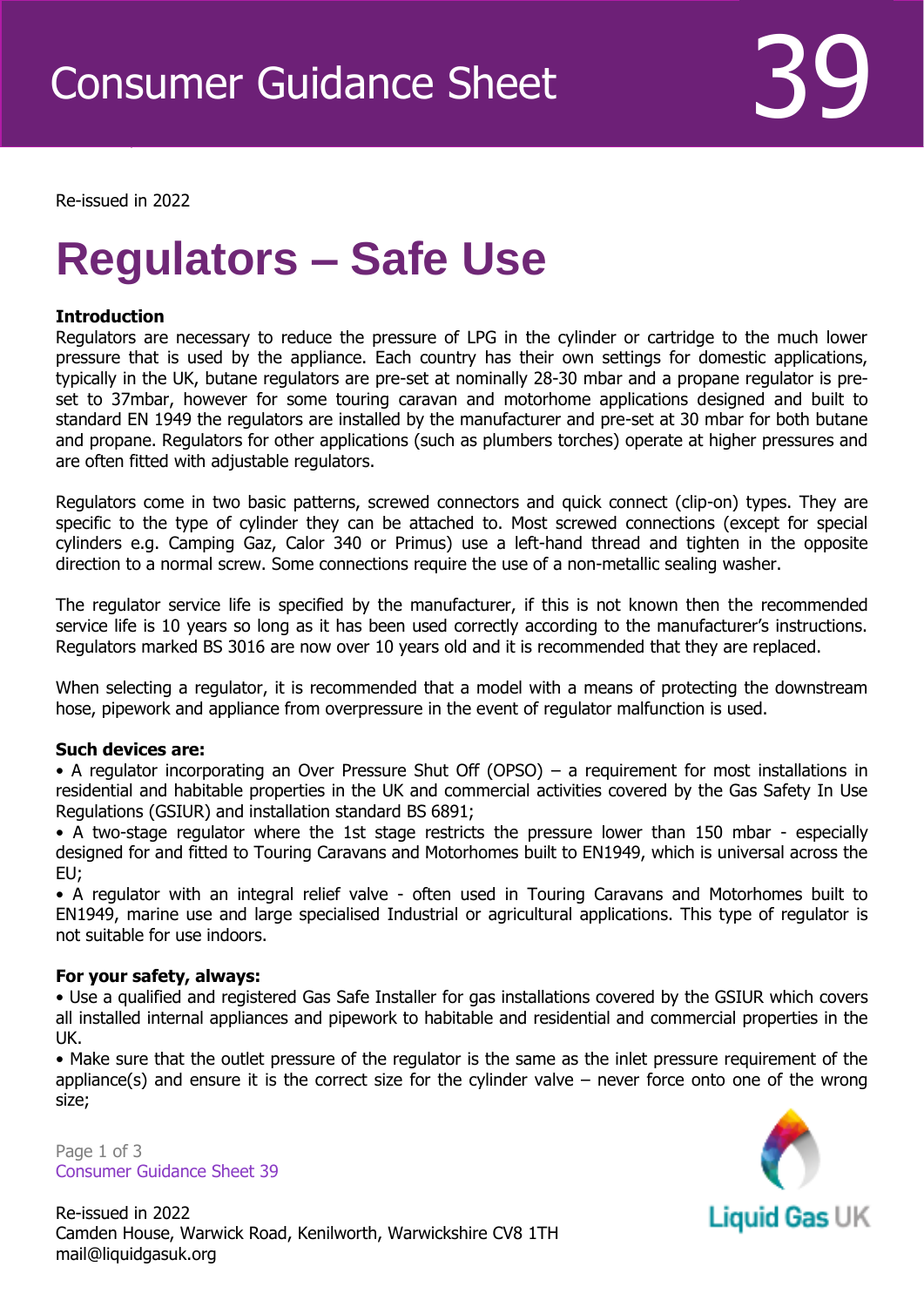# Consumer Guidance Sheet 39

Re-issued in 2022

# Regulators – Safe Use

**Introduction**

Regulators are necessary to reduce the pressure of LPG in the cylinder or cartridge to the much lower pressure that is used by the appliance. Each country has their own settings for domestic applications, typically in the UK, butane regulators are pre-set at nominally 28-30 mbar and a propane regulator is pre-set to 37mbar, however for some touring caravan and motorhome applications designed and built to standard EN 1949 the regulators are installed by the manufacturer and pre-set at 30 mbar for both butane and propane. Regulators for other applications (such as plumbers torches) operate at higher pressures and are often fitted with adjustable regulators.

Regulators come in two basic patterns, screwed connectors and quick connect (clip-on) types. They are specific to the type of cylinder they can be attached to. Most screwed connections (except for special cylinders e.g. Camping Gaz, Calor 340 or Primus) use a left-hand thread and tighten in the opposite direction to a normal screw. Some connections require the use of a non-metallic sealing washer.

The regulator service life is specified by the manufacturer, if this is not known then the recommended service life is 10 years so long as it has been used correctly according to the manufacturer's instructions. Regulators marked BS 3016 are now over 10 years old and it is recommended that they are replaced.

When selecting a regulator, it is recommended that a model with a means of protecting the downstream hose, pipework and appliance from overpressure in the event of regulator malfunction is used.

**Such devices are:**

- A regulator incorporating an Over Pressure Shut Off (OPSO) – a requirement for most installations in residential and habitable properties in the UK and commercial activities covered by the Gas Safety In Use Regulations (GSIUR) and installation standard BS 6891;
- A two-stage regulator where the 1st stage restricts the pressure lower than 150 mbar - especially designed for and fitted to Touring Caravans and Motorhomes built to EN1949, which is universal across the EU;
- A regulator with an integral relief valve - often used in Touring Caravans and Motorhomes built to EN1949, marine use and large specialised Industrial or agricultural applications. This type of regulator is not suitable for use indoors.

**For your safety, always:**

- Use a qualified and registered Gas Safe Installer for gas installations covered by the GSIUR which covers all installed internal appliances and pipework to habitable and residential and commercial properties in the UK.
- Make sure that the outlet pressure of the regulator is the same as the inlet pressure requirement of the appliance(s) and ensure it is the correct size for the cylinder valve – never force onto one of the wrong size;

Re-issued in 2022
Camden House, Warwick Road, Kenilworth, Warwickshire CV8 1TH
mail@liquidgasuk.org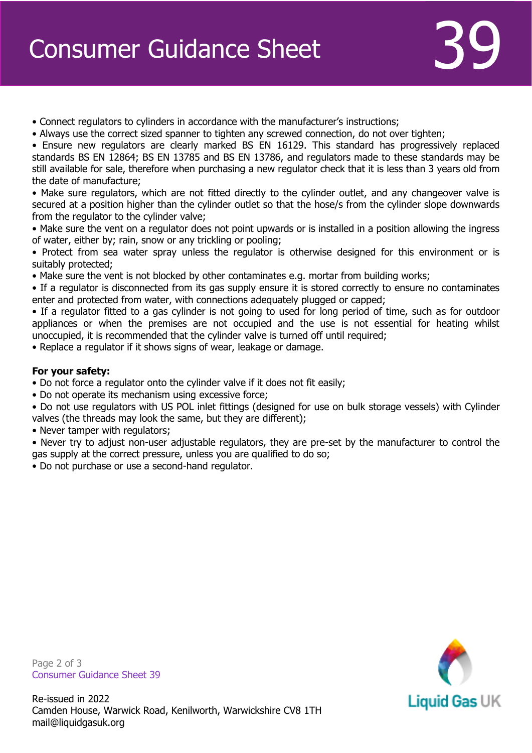- Connect regulators to cylinders in accordance with the manufacturer's instructions;
- Always use the correct sized spanner to tighten any screwed connection, do not over tighten;
- Ensure new regulators are clearly marked BS EN 16129. This standard has progressively replaced standards BS EN 12864; BS EN 13785 and BS EN 13786, and regulators made to these standards may be still available for sale, therefore when purchasing a new regulator check that it is less than 3 years old from the date of manufacture;
- Make sure regulators, which are not fitted directly to the cylinder outlet, and any changeover valve is secured at a position higher than the cylinder outlet so that the hose/s from the cylinder slope downwards from the regulator to the cylinder valve;
- Make sure the vent on a regulator does not point upwards or is installed in a position allowing the ingress of water, either by; rain, snow or any trickling or pooling;
- Protect from sea water spray unless the regulator is otherwise designed for this environment or is suitably protected;
- Make sure the vent is not blocked by other contaminates e.g. mortar from building works;
- If a regulator is disconnected from its gas supply ensure it is stored correctly to ensure no contaminates enter and protected from water, with connections adequately plugged or capped;
- If a regulator fitted to a gas cylinder is not going to used for long period of time, such as for outdoor appliances or when the premises are not occupied and the use is not essential for heating whilst unoccupied, it is recommended that the cylinder valve is turned off until required;
- Replace a regulator if it shows signs of wear, leakage or damage.

**For your safety:**

- Do not force a regulator onto the cylinder valve if it does not fit easily;
- Do not operate its mechanism using excessive force;
- Do not use regulators with US POL inlet fittings (designed for use on bulk storage vessels) with Cylinder valves (the threads may look the same, but they are different);
- Never tamper with regulators;
- Never try to adjust non-user adjustable regulators, they are pre-set by the manufacturer to control the gas supply at the correct pressure, unless you are qualified to do so;
- Do not purchase or use a second-hand regulator.

Re-issued in 2022
Camden House, Warwick Road, Kenilworth, Warwickshire CV8 1TH
mail@liquidgasuk.org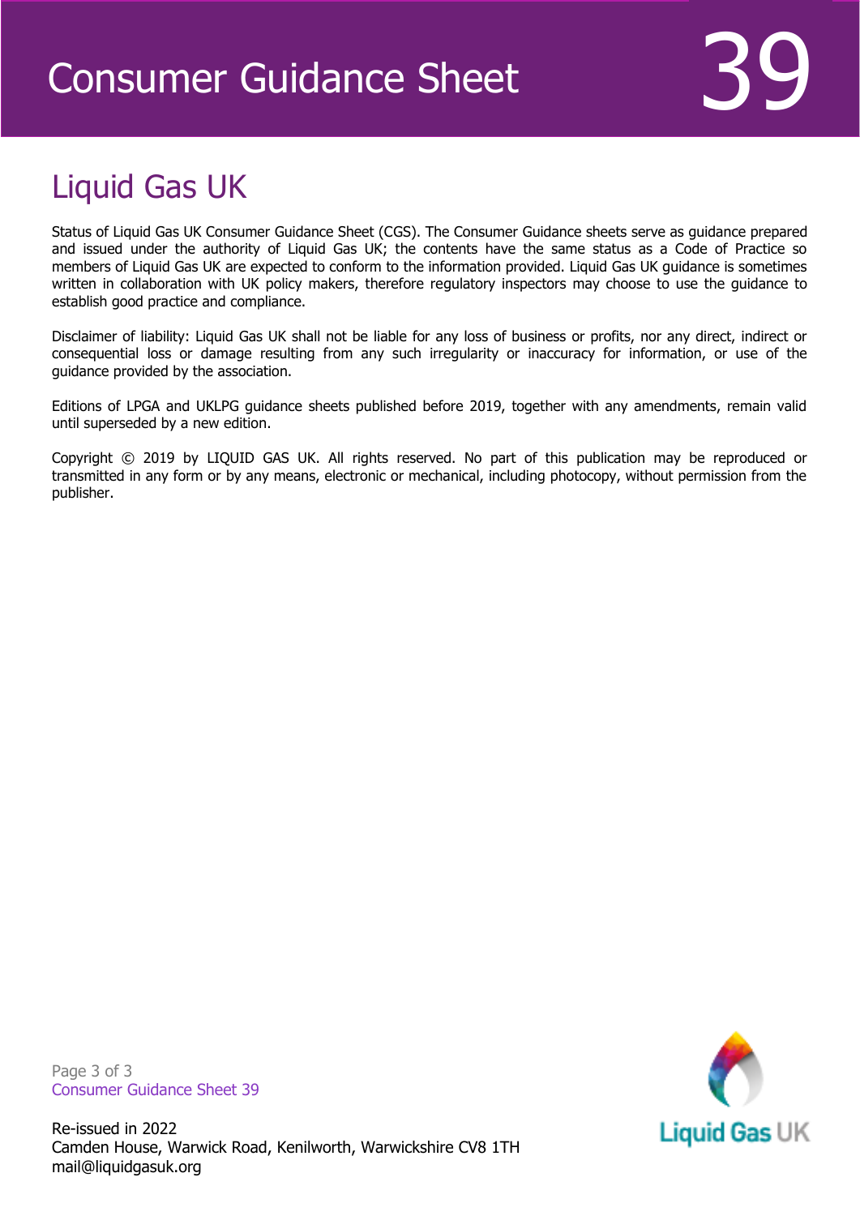# Consumer Guidance Sheet 39

## Liquid Gas UK

Status of Liquid Gas UK Consumer Guidance Sheet (CGS). The Consumer Guidance sheets serve as guidance prepared and issued under the authority of Liquid Gas UK; the contents have the same status as a Code of Practice so members of Liquid Gas UK are expected to conform to the information provided. Liquid Gas UK guidance is sometimes written in collaboration with UK policy makers, therefore regulatory inspectors may choose to use the guidance to establish good practice and compliance.

Disclaimer of liability: Liquid Gas UK shall not be liable for any loss of business or profits, nor any direct, indirect or consequential loss or damage resulting from any such irregularity or inaccuracy for information, or use of the guidance provided by the association.

Editions of LPGA and UKLPG guidance sheets published before 2019, together with any amendments, remain valid until superseded by a new edition.

Copyright © 2019 by LIQUID GAS UK. All rights reserved. No part of this publication may be reproduced or transmitted in any form or by any means, electronic or mechanical, including photocopy, without permission from the publisher.

Re-issued in 2022
Camden House, Warwick Road, Kenilworth, Warwickshire CV8 1TH
mail@liquidgasuk.org